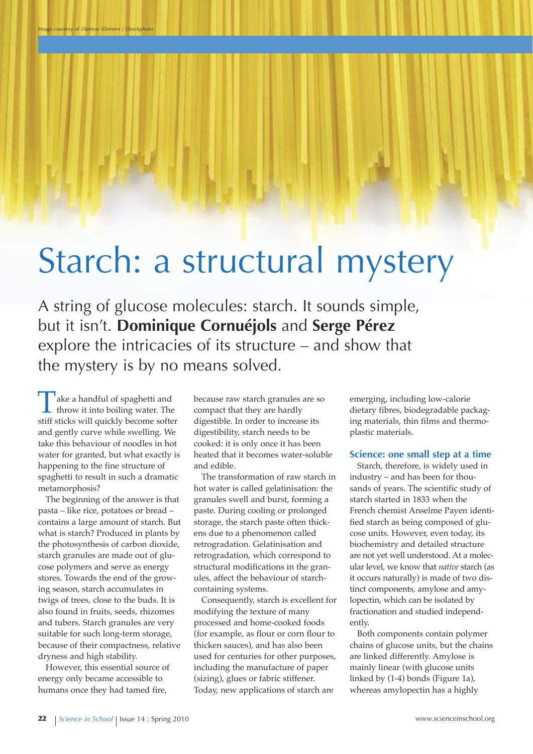Image courtesy of Dietmar Klement / iStockphoto

# Starch: a structural mystery

A string of glucose molecules: starch. It sounds simple, but it isn't. **Dominique Cornuéjols** and **Serge Pérez** explore the intricacies of its structure – and show that the mystery is by no means solved.

Take a handful of spaghetti and throw it into boiling water. The stiff sticks will quickly become softer and gently curve while swelling. We take this behaviour of noodles in hot water for granted, but what exactly is happening to the fine structure of spaghetti to result in such a dramatic metamorphosis?

The beginning of the answer is that pasta – like rice, potatoes or bread – contains a large amount of starch. But what is starch? Produced in plants by the photosynthesis of carbon dioxide, starch granules are made out of glucose polymers and serve as energy stores. Towards the end of the growing season, starch accumulates in twigs of trees, close to the buds. It is also found in fruits, seeds, rhizomes and tubers. Starch granules are very suitable for such long-term storage, because of their compactness, relative dryness and high stability.

However, this essential source of energy only became accessible to humans once they had tamed fire, because raw starch granules are so compact that they are hardly digestible. In order to increase its digestibility, starch needs to be cooked: it is only once it has been heated that it becomes water-soluble and edible.

The transformation of raw starch in hot water is called gelatinisation: the granules swell and burst, forming a paste. During cooling or prolonged storage, the starch paste often thickens due to a phenomenon called retrogradation. Gelatinisation and retrogradation, which correspond to structural modifications in the granules, affect the behaviour of starch-containing systems.

Consequently, starch is excellent for modifying the texture of many processed and home-cooked foods (for example, as flour or corn flour to thicken sauces), and has also been used for centuries for other purposes, including the manufacture of paper (sizing), glues or fabric stiffener. Today, new applications of starch are emerging, including low-calorie dietary fibres, biodegradable packaging materials, thin films and thermoplastic materials.

## Science: one small step at a time

Starch, therefore, is widely used in industry – and has been for thousands of years. The scientific study of starch started in 1833 when the French chemist Anselme Payen identified starch as being composed of glucose units. However, even today, its biochemistry and detailed structure are not yet well understood. At a molecular level, we know that *native* starch (as it occurs naturally) is made of two distinct components, amylose and amylopectin, which can be isolated by fractionation and studied independently.

Both components contain polymer chains of glucose units, but the chains are linked differently. Amylose is mainly linear (with glucose units linked by (1-4) bonds (Figure 1a), whereas amylopectin has a highly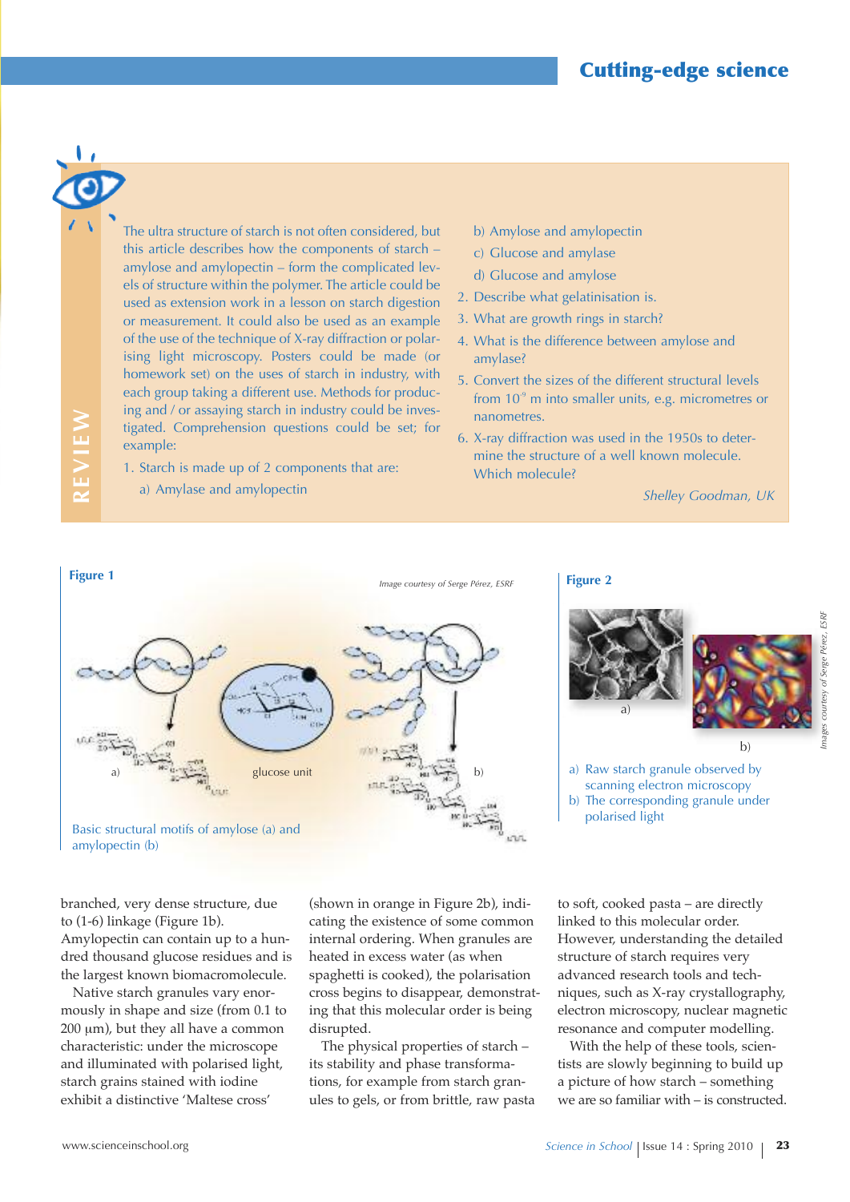**REVIEW**

The ultra structure of starch is not often considered, but this article describes how the components of starch – amylose and amylopectin – form the complicated levels of structure within the polymer. The article could be used as extension work in a lesson on starch digestion or measurement. It could also be used as an example of the use of the technique of X-ray diffraction or polarising light microscopy. Posters could be made (or homework set) on the uses of starch in industry, with each group taking a different use. Methods for producing and / or assaying starch in industry could be investigated. Comprehension questions could be set; for example:

1. Starch is made up of 2 components that are:
   a) Amylase and amylopectin
   b) Amylose and amylopectin
   c) Glucose and amylase
   d) Glucose and amylose
2. Describe what gelatinisation is.
3. What are growth rings in starch?
4. What is the difference between amylose and amylase?
5. Convert the sizes of the different structural levels from $10^{-9}$ m into smaller units, e.g. micrometres or nanometres.
6. X-ray diffraction was used in the 1950s to determine the structure of a well known molecule. Which molecule?

*Shelley Goodman, UK*

**Figure 1**

*Image courtesy of Serge Pérez, ESRF*

Basic structural motifs of amylose (a) and amylopectin (b)

**Figure 2**

*Images courtesy of Serge Pérez, ESRF*

a) Raw starch granule observed by scanning electron microscopy
b) The corresponding granule under polarised light

branched, very dense structure, due to (1-6) linkage (Figure 1b). Amylopectin can contain up to a hundred thousand glucose residues and is the largest known biomacromolecule.

Native starch granules vary enormously in shape and size (from 0.1 to 200 µm), but they all have a common characteristic: under the microscope and illuminated with polarised light, starch grains stained with iodine exhibit a distinctive 'Maltese cross' (shown in orange in Figure 2b), indicating the existence of some common internal ordering. When granules are heated in excess water (as when spaghetti is cooked), the polarisation cross begins to disappear, demonstrating that this molecular order is being disrupted.

The physical properties of starch – its stability and phase transformations, for example from starch granules to gels, or from brittle, raw pasta to soft, cooked pasta – are directly linked to this molecular order. However, understanding the detailed structure of starch requires very advanced research tools and techniques, such as X-ray crystallography, electron microscopy, nuclear magnetic resonance and computer modelling.

With the help of these tools, scientists are slowly beginning to build up a picture of how starch – something we are so familiar with – is constructed.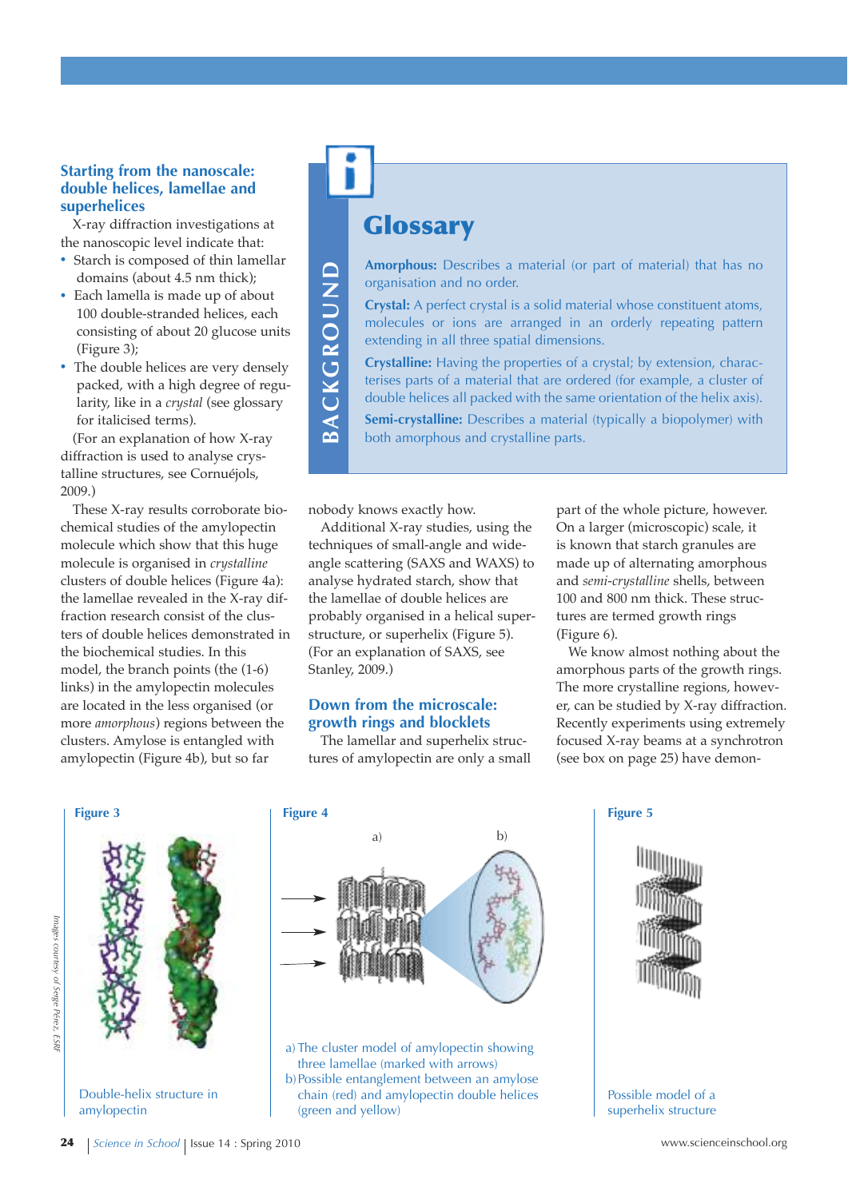### Starting from the nanoscale: double helices, lamellae and superhelices

X-ray diffraction investigations at the nanoscopic level indicate that:

- Starch is composed of thin lamellar domains (about 4.5 nm thick);
- Each lamella is made up of about 100 double-stranded helices, each consisting of about 20 glucose units (Figure 3);
- The double helices are very densely packed, with a high degree of regularity, like in a *crystal* (see glossary for italicised terms).

(For an explanation of how X-ray diffraction is used to analyse crystalline structures, see Cornuéjols, 2009.)

These X-ray results corroborate biochemical studies of the amylopectin molecule which show that this huge molecule is organised in *crystalline* clusters of double helices (Figure 4a): the lamellae revealed in the X-ray diffraction research consist of the clusters of double helices demonstrated in the biochemical studies. In this model, the branch points (the (1-6) links) in the amylopectin molecules are located in the less organised (or more *amorphous*) regions between the clusters. Amylose is entangled with amylopectin (Figure 4b), but so far nobody knows exactly how.

Additional X-ray studies, using the techniques of small-angle and wide-angle scattering (SAXS and WAXS) to analyse hydrated starch, show that the lamellae of double helices are probably organised in a helical superstructure, or superhelix (Figure 5). (For an explanation of SAXS, see Stanley, 2009.)

## BACKGROUND

## Glossary

**Amorphous:** Describes a material (or part of material) that has no organisation and no order.

**Crystal:** A perfect crystal is a solid material whose constituent atoms, molecules or ions are arranged in an orderly repeating pattern extending in all three spatial dimensions.

**Crystalline:** Having the properties of a crystal; by extension, characterises parts of a material that are ordered (for example, a cluster of double helices all packed with the same orientation of the helix axis).

**Semi-crystalline:** Describes a material (typically a biopolymer) with both amorphous and crystalline parts.

### Down from the microscale: growth rings and blocklets

The lamellar and superhelix structures of amylopectin are only a small part of the whole picture, however. On a larger (microscopic) scale, it is known that starch granules are made up of alternating amorphous and *semi-crystalline* shells, between 100 and 800 nm thick. These structures are termed growth rings (Figure 6).

We know almost nothing about the amorphous parts of the growth rings. The more crystalline regions, however, can be studied by X-ray diffraction. Recently experiments using extremely focused X-ray beams at a synchrotron (see box on page 25) have demon-

**Figure 3**

Double-helix structure in amylopectin

**Figure 4**

a) The cluster model of amylopectin showing three lamellae (marked with arrows)
b) Possible entanglement between an amylose chain (red) and amylopectin double helices (green and yellow)

**Figure 5**

Possible model of a superhelix structure

*Images courtesy of Serge Pérez, ESRF*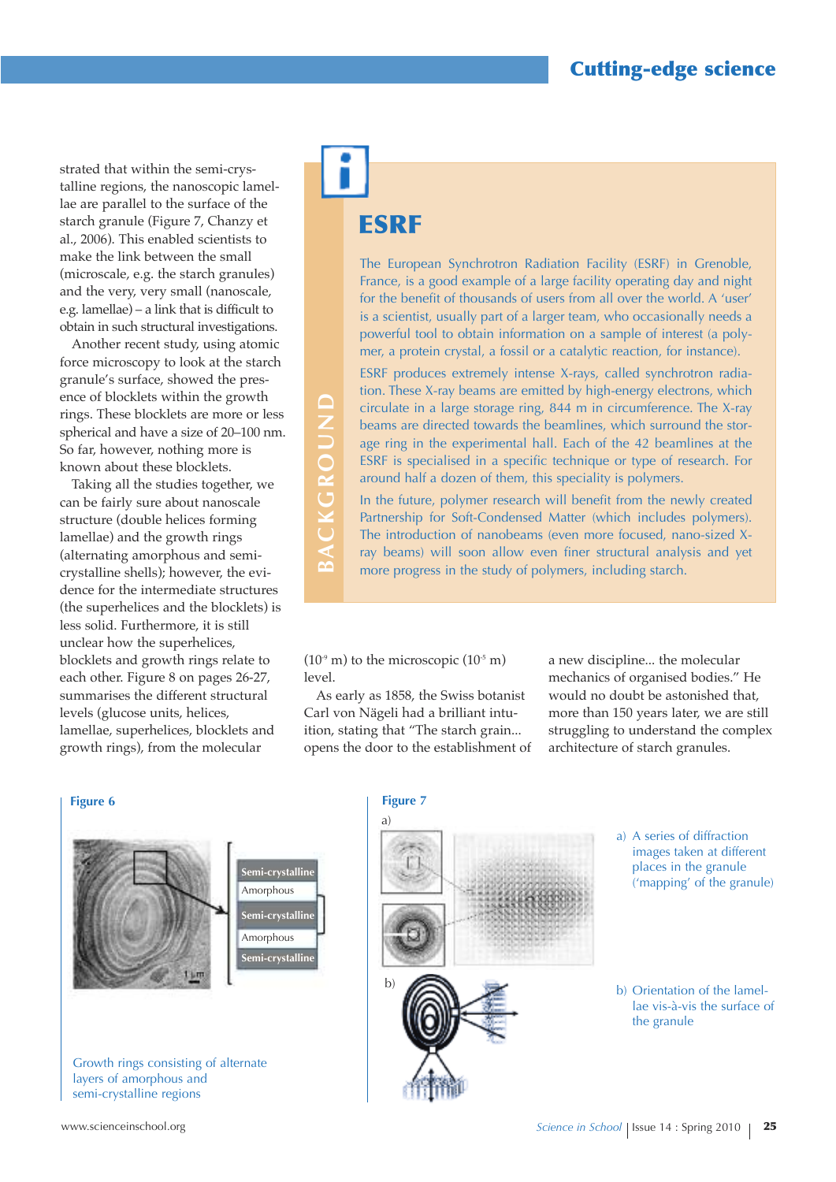strated that within the semi-crystalline regions, the nanoscopic lamellae are parallel to the surface of the starch granule (Figure 7, Chanzy et al., 2006). This enabled scientists to make the link between the small (microscale, e.g. the starch granules) and the very, very small (nanoscale, e.g. lamellae) – a link that is difficult to obtain in such structural investigations.

Another recent study, using atomic force microscopy to look at the starch granule's surface, showed the presence of blocklets within the growth rings. These blocklets are more or less spherical and have a size of 20–100 nm. So far, however, nothing more is known about these blocklets.

Taking all the studies together, we can be fairly sure about nanoscale structure (double helices forming lamellae) and the growth rings (alternating amorphous and semi-crystalline shells); however, the evidence for the intermediate structures (the superhelices and the blocklets) is less solid. Furthermore, it is still unclear how the superhelices, blocklets and growth rings relate to each other. Figure 8 on pages 26-27, summarises the different structural levels (glucose units, helices, lamellae, superhelices, blocklets and growth rings), from the molecular ($10^{-9}$ m) to the microscopic ($10^{-5}$ m) level.

As early as 1858, the Swiss botanist Carl von Nägeli had a brilliant intuition, stating that "The starch grain... opens the door to the establishment of a new discipline... the molecular mechanics of organised bodies." He would no doubt be astonished that, more than 150 years later, we are still struggling to understand the complex architecture of starch granules.

## BACKGROUND

### ESRF

The European Synchrotron Radiation Facility (ESRF) in Grenoble, France, is a good example of a large facility operating day and night for the benefit of thousands of users from all over the world. A 'user' is a scientist, usually part of a larger team, who occasionally needs a powerful tool to obtain information on a sample of interest (a polymer, a protein crystal, a fossil or a catalytic reaction, for instance).

ESRF produces extremely intense X-rays, called synchrotron radiation. These X-ray beams are emitted by high-energy electrons, which circulate in a large storage ring, 844 m in circumference. The X-ray beams are directed towards the beamlines, which surround the storage ring in the experimental hall. Each of the 42 beamlines at the ESRF is specialised in a specific technique or type of research. For around half a dozen of them, this speciality is polymers.

In the future, polymer research will benefit from the newly created Partnership for Soft-Condensed Matter (which includes polymers). The introduction of nanobeams (even more focused, nano-sized X-ray beams) will soon allow even finer structural analysis and yet more progress in the study of polymers, including starch.

**Figure 6**

Semi-crystalline
Amorphous
Semi-crystalline
Amorphous
Semi-crystalline

1 µm

Growth rings consisting of alternate layers of amorphous and semi-crystalline regions

**Figure 7**

a) A series of diffraction images taken at different places in the granule ('mapping' of the granule)

b) Orientation of the lamellae vis-à-vis the surface of the granule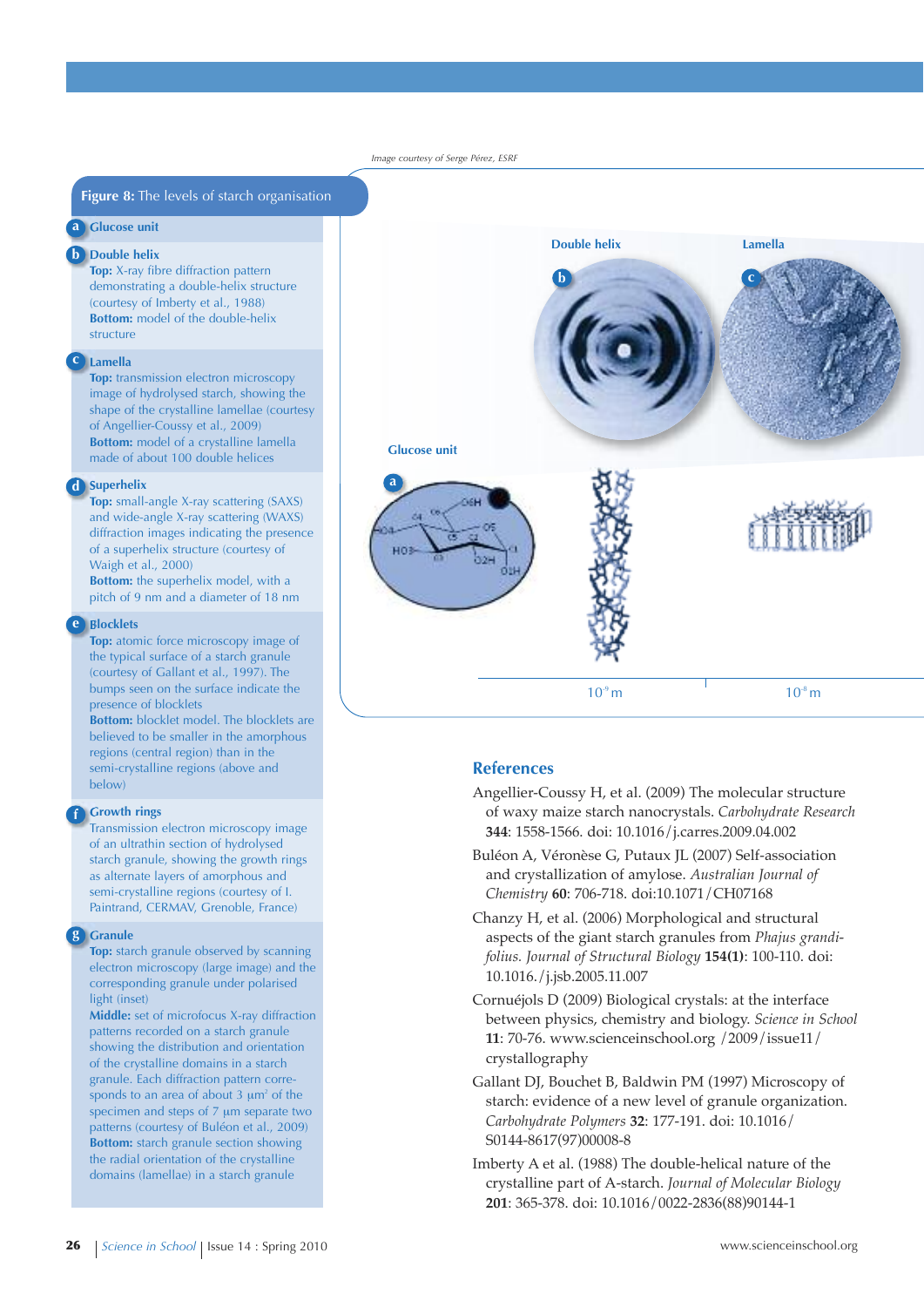Image courtesy of Serge Pérez, ESRF

**Figure 8:** The levels of starch organisation

**a** Glucose unit

**b** Double helix
**Top:** X-ray fibre diffraction pattern demonstrating a double-helix structure (courtesy of Imberty et al., 1988)
**Bottom:** model of the double-helix structure

**c** Lamella
**Top:** transmission electron microscopy image of hydrolysed starch, showing the shape of the crystalline lamellae (courtesy of Angellier-Coussy et al., 2009)
**Bottom:** model of a crystalline lamella made of about 100 double helices

**d** Superhelix
**Top:** small-angle X-ray scattering (SAXS) and wide-angle X-ray scattering (WAXS) diffraction images indicating the presence of a superhelix structure (courtesy of Waigh et al., 2000)
**Bottom:** the superhelix model, with a pitch of 9 nm and a diameter of 18 nm

**e** Blocklets
**Top:** atomic force microscopy image of the typical surface of a starch granule (courtesy of Gallant et al., 1997). The bumps seen on the surface indicate the presence of blocklets
**Bottom:** blocklet model. The blocklets are believed to be smaller in the amorphous regions (central region) than in the semi-crystalline regions (above and below)

**f** Growth rings
Transmission electron microscopy image of an ultrathin section of hydrolysed starch granule, showing the growth rings as alternate layers of amorphous and semi-crystalline regions (courtesy of I. Paintrand, CERMAV, Grenoble, France)

**g** Granule
**Top:** starch granule observed by scanning electron microscopy (large image) and the corresponding granule under polarised light (inset)
**Middle:** set of microfocus X-ray diffraction patterns recorded on a starch granule showing the distribution and orientation of the crystalline domains in a starch granule. Each diffraction pattern corresponds to an area of about 3 µm² of the specimen and steps of 7 µm separate two patterns (courtesy of Buléon et al., 2009)
**Bottom:** starch granule section showing the radial orientation of the crystalline domains (lamellae) in a starch granule

Glucose unit — Double helix — Lamella

$10^{-9}$ m — $10^{-8}$ m

## References

Angellier-Coussy H, et al. (2009) The molecular structure of waxy maize starch nanocrystals. *Carbohydrate Research* **344**: 1558-1566. doi: 10.1016/j.carres.2009.04.002

Buléon A, Véronèse G, Putaux JL (2007) Self-association and crystallization of amylose. *Australian Journal of Chemistry* **60**: 706-718. doi:10.1071/CH07168

Chanzy H, et al. (2006) Morphological and structural aspects of the giant starch granules from *Phajus grandifolius*. *Journal of Structural Biology* **154(1)**: 100-110. doi: 10.1016./j.jsb.2005.11.007

Cornuéjols D (2009) Biological crystals: at the interface between physics, chemistry and biology. *Science in School* **11**: 70-76. www.scienceinschool.org /2009/issue11/crystallography

Gallant DJ, Bouchet B, Baldwin PM (1997) Microscopy of starch: evidence of a new level of granule organization. *Carbohydrate Polymers* **32**: 177-191. doi: 10.1016/S0144-8617(97)00008-8

Imberty A et al. (1988) The double-helical nature of the crystalline part of A-starch. *Journal of Molecular Biology* **201**: 365-378. doi: 10.1016/0022-2836(88)90144-1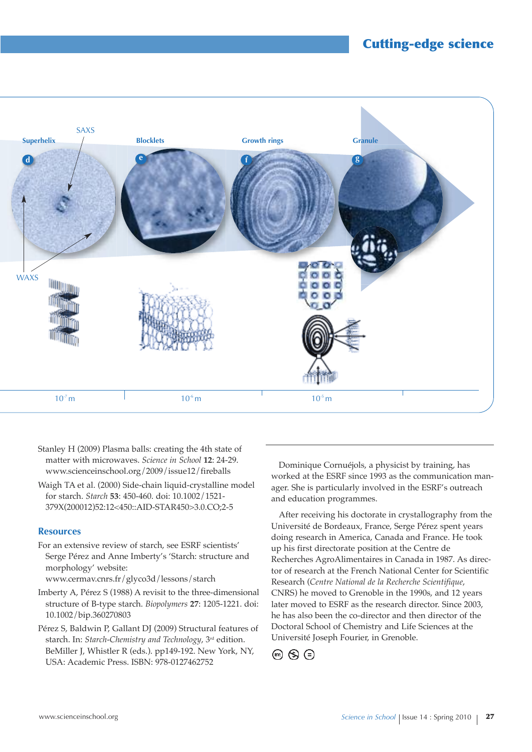Superhelix

SAXS

Blocklets

Growth rings

Granule

d

e

f

g

WAXS

$10^{-7}$ m

$10^{-6}$ m

$10^{-5}$ m

Stanley H (2009) Plasma balls: creating the 4th state of matter with microwaves. *Science in School* **12**: 24-29. www.scienceinschool.org/2009/issue12/fireballs

Waigh TA et al. (2000) Side-chain liquid-crystalline model for starch. *Starch* **53**: 450-460. doi: 10.1002/1521-379X(200012)52:12<450::AID-STAR450>3.0.CO;2-5

## Resources

For an extensive review of starch, see ESRF scientists' Serge Pérez and Anne Imberty's 'Starch: structure and morphology' website: www.cermav.cnrs.fr/glyco3d/lessons/starch

Imberty A, Pérez S (1988) A revisit to the three-dimensional structure of B-type starch. *Biopolymers* **27**: 1205-1221. doi: 10.1002/bip.360270803

Pérez S, Baldwin P, Gallant DJ (2009) Structural features of starch. In: *Starch-Chemistry and Technology*, 3rd edition. BeMiller J, Whistler R (eds.). pp149-192. New York, NY, USA: Academic Press. ISBN: 978-0127462752

Dominique Cornuéjols, a physicist by training, has worked at the ESRF since 1993 as the communication manager. She is particularly involved in the ESRF's outreach and education programmes.

After receiving his doctorate in crystallography from the Université de Bordeaux, France, Serge Pérez spent years doing research in America, Canada and France. He took up his first directorate position at the Centre de Recherches AgroAlimentaires in Canada in 1987. As director of research at the French National Center for Scientific Research (*Centre National de la Recherche Scientifique*, CNRS) he moved to Grenoble in the 1990s, and 12 years later moved to ESRF as the research director. Since 2003, he has also been the co-director and then director of the Doctoral School of Chemistry and Life Sciences at the Université Joseph Fourier, in Grenoble.